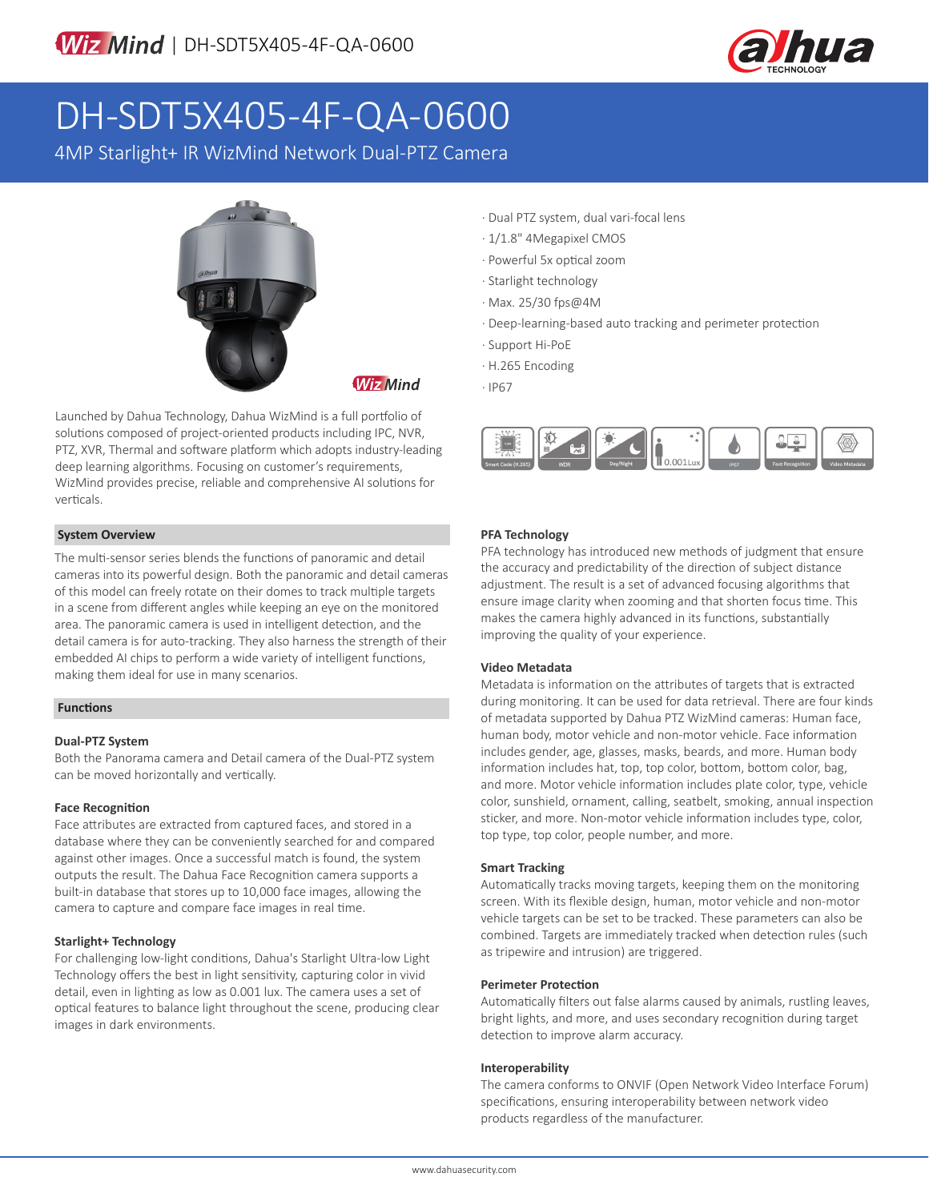# DH-SDT5X405-4F-QA-0600

4MP Starlight+ IR WizMind Network Dual-PTZ Camera

- Dual PTZ system, dual vari-focal lens
- 1/1.8" 4Megapixel CMOS
- Powerful 5x optical zoom
- Starlight technology
- Max. 25/30 fps@4M
- Deep-learning-based auto tracking and perimeter protection
- Support Hi-PoE
- H.265 Encoding
- IP67

Launched by Dahua Technology, Dahua WizMind is a full portfolio of solutions composed of project-oriented products including IPC, NVR, PTZ, XVR, Thermal and software platform which adopts industry-leading deep learning algorithms. Focusing on customer's requirements, WizMind provides precise, reliable and comprehensive AI solutions for verticals.

## System Overview

The multi-sensor series blends the functions of panoramic and detail cameras into its powerful design. Both the panoramic and detail cameras of this model can freely rotate on their domes to track multiple targets in a scene from different angles while keeping an eye on the monitored area. The panoramic camera is used in intelligent detection, and the detail camera is for auto-tracking. They also harness the strength of their embedded AI chips to perform a wide variety of intelligent functions, making them ideal for use in many scenarios.

## Functions

### Dual-PTZ System

Both the Panorama camera and Detail camera of the Dual-PTZ system can be moved horizontally and vertically.

### Face Recognition

Face attributes are extracted from captured faces, and stored in a database where they can be conveniently searched for and compared against other images. Once a successful match is found, the system outputs the result. The Dahua Face Recognition camera supports a built-in database that stores up to 10,000 face images, allowing the camera to capture and compare face images in real time.

### Starlight+ Technology

For challenging low-light conditions, Dahua's Starlight Ultra-low Light Technology offers the best in light sensitivity, capturing color in vivid detail, even in lighting as low as 0.001 lux. The camera uses a set of optical features to balance light throughout the scene, producing clear images in dark environments.

### PFA Technology

PFA technology has introduced new methods of judgment that ensure the accuracy and predictability of the direction of subject distance adjustment. The result is a set of advanced focusing algorithms that ensure image clarity when zooming and that shorten focus time. This makes the camera highly advanced in its functions, substantially improving the quality of your experience.

### Video Metadata

Metadata is information on the attributes of targets that is extracted during monitoring. It can be used for data retrieval. There are four kinds of metadata supported by Dahua PTZ WizMind cameras: Human face, human body, motor vehicle and non-motor vehicle. Face information includes gender, age, glasses, masks, beards, and more. Human body information includes hat, top, top color, bottom, bottom color, bag, and more. Motor vehicle information includes plate color, type, vehicle color, sunshield, ornament, calling, seatbelt, smoking, annual inspection sticker, and more. Non-motor vehicle information includes type, color, top type, top color, people number, and more.

### Smart Tracking

Automatically tracks moving targets, keeping them on the monitoring screen. With its flexible design, human, motor vehicle and non-motor vehicle targets can be set to be tracked. These parameters can also be combined. Targets are immediately tracked when detection rules (such as tripwire and intrusion) are triggered.

### Perimeter Protection

Automatically filters out false alarms caused by animals, rustling leaves, bright lights, and more, and uses secondary recognition during target detection to improve alarm accuracy.

### Interoperability

The camera conforms to ONVIF (Open Network Video Interface Forum) specifications, ensuring interoperability between network video products regardless of the manufacturer.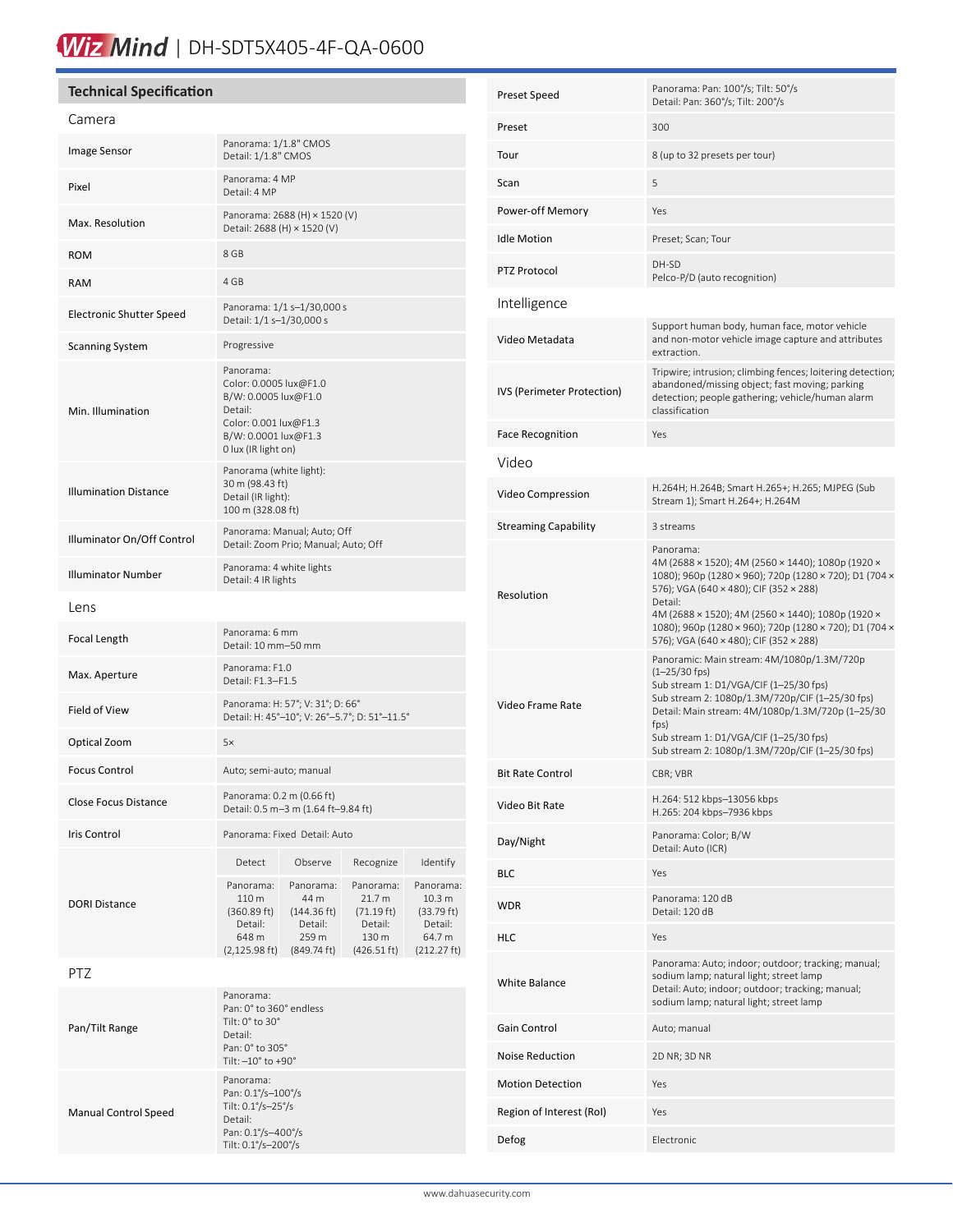# WizMind | DH-SDT5X405-4F-QA-0600

## Technical Specification

### Camera

| | |
|---|---|
| Image Sensor | Panorama: 1/1.8" CMOS<br>Detail: 1/1.8" CMOS |
| Pixel | Panorama: 4 MP<br>Detail: 4 MP |
| Max. Resolution | Panorama: 2688 (H) × 1520 (V)<br>Detail: 2688 (H) × 1520 (V) |
| ROM | 8 GB |
| RAM | 4 GB |
| Electronic Shutter Speed | Panorama: 1/1 s–1/30,000 s<br>Detail: 1/1 s–1/30,000 s |
| Scanning System | Progressive |
| Min. Illumination | Panorama:<br>Color: 0.0005 lux@F1.0<br>B/W: 0.0005 lux@F1.0<br>Detail:<br>Color: 0.001 lux@F1.3<br>B/W: 0.0001 lux@F1.3<br>0 lux (IR light on) |
| Illumination Distance | Panorama (white light):<br>30 m (98.43 ft)<br>Detail (IR light):<br>100 m (328.08 ft) |
| Illuminator On/Off Control | Panorama: Manual; Auto; Off<br>Detail: Zoom Prio; Manual; Auto; Off |
| Illuminator Number | Panorama: 4 white lights<br>Detail: 4 IR lights |

### Lens

| | |
|---|---|
| Focal Length | Panorama: 6 mm<br>Detail: 10 mm–50 mm |
| Max. Aperture | Panorama: F1.0<br>Detail: F1.3–F1.5 |
| Field of View | Panorama: H: 57°; V: 31°; D: 66°<br>Detail: H: 45°–10°; V: 26°–5.7°; D: 51°–11.5° |
| Optical Zoom | 5× |
| Focus Control | Auto; semi-auto; manual |
| Close Focus Distance | Panorama: 0.2 m (0.66 ft)<br>Detail: 0.5 m–3 m (1.64 ft–9.84 ft) |
| Iris Control | Panorama: Fixed Detail: Auto |

| DORI Distance | Detect | Observe | Recognize | Identify |
|---|---|---|---|---|
| | Panorama: 110 m (360.89 ft)<br>Detail: 648 m (2,125.98 ft) | Panorama: 44 m (144.36 ft)<br>Detail: 259 m (849.74 ft) | Panorama: 21.7 m (71.19 ft)<br>Detail: 130 m (426.51 ft) | Panorama: 10.3 m (33.79 ft)<br>Detail: 64.7 m (212.27 ft) |

### PTZ

| | |
|---|---|
| Pan/Tilt Range | Panorama:<br>Pan: 0° to 360° endless<br>Tilt: 0° to 30°<br>Detail:<br>Pan: 0° to 305°<br>Tilt: –10° to +90° |
| Manual Control Speed | Panorama:<br>Pan: 0.1°/s–100°/s<br>Tilt: 0.1°/s–25°/s<br>Detail:<br>Pan: 0.1°/s–400°/s<br>Tilt: 0.1°/s–200°/s |
| Preset Speed | Panorama: Pan: 100°/s; Tilt: 50°/s<br>Detail: Pan: 360°/s; Tilt: 200°/s |
| Preset | 300 |
| Tour | 8 (up to 32 presets per tour) |
| Scan | 5 |
| Power-off Memory | Yes |
| Idle Motion | Preset; Scan; Tour |
| PTZ Protocol | DH-SD<br>Pelco-P/D (auto recognition) |

### Intelligence

| | |
|---|---|
| Video Metadata | Support human body, human face, motor vehicle and non-motor vehicle image capture and attributes extraction. |
| IVS (Perimeter Protection) | Tripwire; intrusion; climbing fences; loitering detection; abandoned/missing object; fast moving; parking detection; people gathering; vehicle/human alarm classification |
| Face Recognition | Yes |

### Video

| | |
|---|---|
| Video Compression | H.264H; H.264B; Smart H.265+; H.265; MJPEG (Sub Stream 1); Smart H.264+; H.264M |
| Streaming Capability | 3 streams |
| Resolution | Panorama:<br>4M (2688 × 1520); 4M (2560 × 1440); 1080p (1920 × 1080); 960p (1280 × 960); 720p (1280 × 720); D1 (704 × 576); VGA (640 × 480); CIF (352 × 288)<br>Detail:<br>4M (2688 × 1520); 4M (2560 × 1440); 1080p (1920 × 1080); 960p (1280 × 960); 720p (1280 × 720); D1 (704 × 576); VGA (640 × 480); CIF (352 × 288) |
| Video Frame Rate | Panoramic: Main stream: 4M/1080p/1.3M/720p (1–25/30 fps)<br>Sub stream 1: D1/VGA/CIF (1–25/30 fps)<br>Sub stream 2: 1080p/1.3M/720p/CIF (1–25/30 fps)<br>Detail: Main stream: 4M/1080p/1.3M/720p (1–25/30 fps)<br>Sub stream 1: D1/VGA/CIF (1–25/30 fps)<br>Sub stream 2: 1080p/1.3M/720p/CIF (1–25/30 fps) |
| Bit Rate Control | CBR; VBR |
| Video Bit Rate | H.264: 512 kbps–13056 kbps<br>H.265: 204 kbps–7936 kbps |
| Day/Night | Panorama: Color; B/W<br>Detail: Auto (ICR) |
| BLC | Yes |
| WDR | Panorama: 120 dB<br>Detail: 120 dB |
| HLC | Yes |
| White Balance | Panorama: Auto; indoor; outdoor; tracking; manual; sodium lamp; natural light; street lamp<br>Detail: Auto; indoor; outdoor; tracking; manual; sodium lamp; natural light; street lamp |
| Gain Control | Auto; manual |
| Noise Reduction | 2D NR; 3D NR |
| Motion Detection | Yes |
| Region of Interest (RoI) | Yes |
| Defog | Electronic |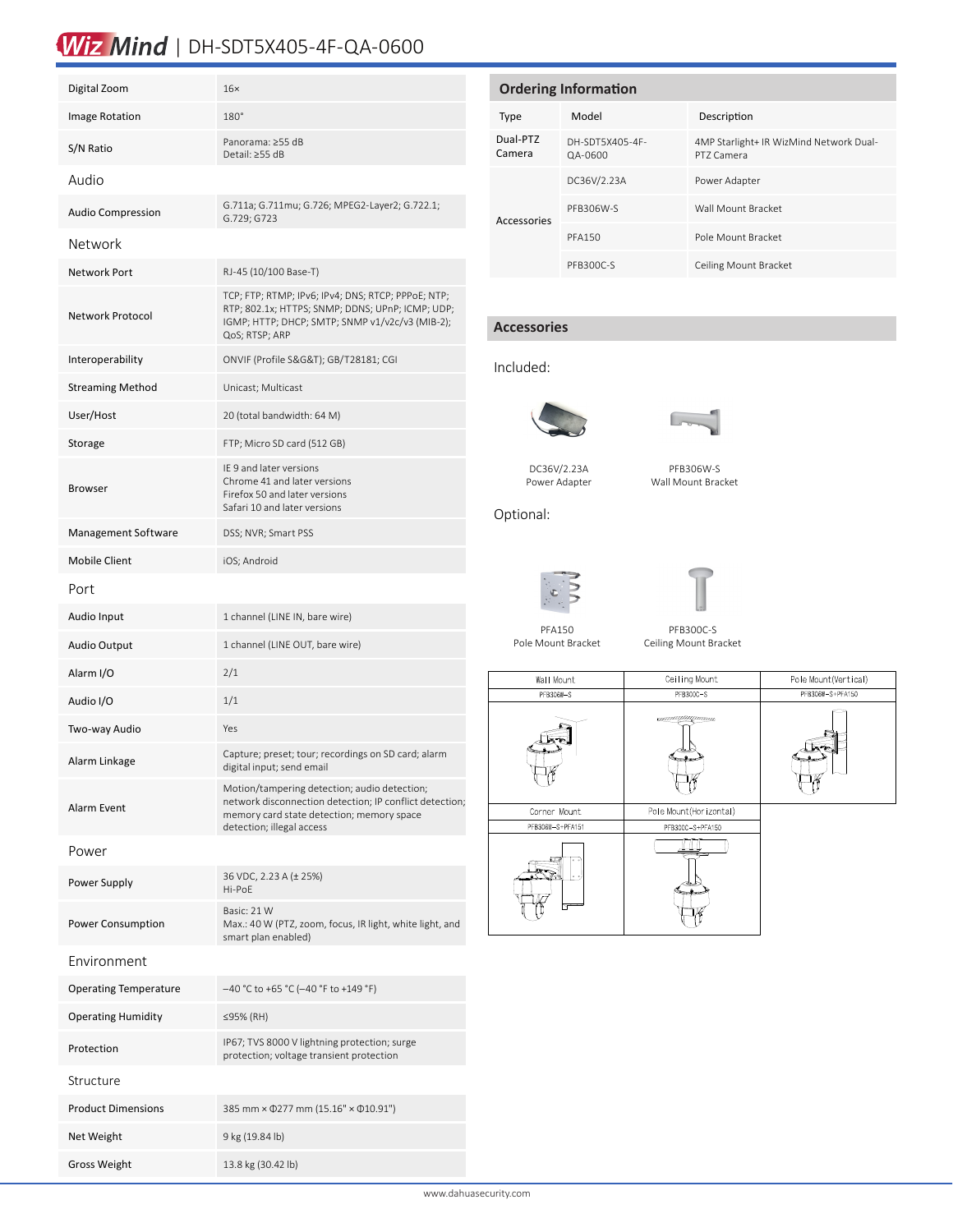# WizMind | DH-SDT5X405-4F-QA-0600

| | |
|---|---|
| Digital Zoom | 16× |
| Image Rotation | 180° |
| S/N Ratio | Panorama: ≥55 dB<br>Detail: ≥55 dB |

## Audio

| | |
|---|---|
| Audio Compression | G.711a; G.711mu; G.726; MPEG2-Layer2; G.722.1; G.729; G723 |

## Network

| | |
|---|---|
| Network Port | RJ-45 (10/100 Base-T) |
| Network Protocol | TCP; FTP; RTMP; IPv6; IPv4; DNS; RTCP; PPPoE; NTP; RTP; 802.1x; HTTPS; SNMP; DDNS; UPnP; ICMP; UDP; IGMP; HTTP; DHCP; SMTP; SNMP v1/v2c/v3 (MIB-2); QoS; RTSP; ARP |
| Interoperability | ONVIF (Profile S&G&T); GB/T28181; CGI |
| Streaming Method | Unicast; Multicast |
| User/Host | 20 (total bandwidth: 64 M) |
| Storage | FTP; Micro SD card (512 GB) |
| Browser | IE 9 and later versions<br>Chrome 41 and later versions<br>Firefox 50 and later versions<br>Safari 10 and later versions |
| Management Software | DSS; NVR; Smart PSS |
| Mobile Client | iOS; Android |

## Port

| | |
|---|---|
| Audio Input | 1 channel (LINE IN, bare wire) |
| Audio Output | 1 channel (LINE OUT, bare wire) |
| Alarm I/O | 2/1 |
| Audio I/O | 1/1 |
| Two-way Audio | Yes |
| Alarm Linkage | Capture; preset; tour; recordings on SD card; alarm digital input; send email |
| Alarm Event | Motion/tampering detection; audio detection; network disconnection detection; IP conflict detection; memory card state detection; memory space detection; illegal access |

## Power

| | |
|---|---|
| Power Supply | 36 VDC, 2.23 A (± 25%)<br>Hi-PoE |
| Power Consumption | Basic: 21 W<br>Max.: 40 W (PTZ, zoom, focus, IR light, white light, and smart plan enabled) |

## Environment

| | |
|---|---|
| Operating Temperature | –40 °C to +65 °C (–40 °F to +149 °F) |
| Operating Humidity | ≤95% (RH) |
| Protection | IP67; TVS 8000 V lightning protection; surge protection; voltage transient protection |

## Structure

| | |
|---|---|
| Product Dimensions | 385 mm × Φ277 mm (15.16" × Φ10.91") |
| Net Weight | 9 kg (19.84 lb) |
| Gross Weight | 13.8 kg (30.42 lb) |

## Ordering Information

| Type | Model | Description |
|---|---|---|
| Dual-PTZ Camera | DH-SDT5X405-4F-QA-0600 | 4MP Starlight+ IR WizMind Network Dual-PTZ Camera |
| Accessories | DC36V/2.23A | Power Adapter |
| | PFB306W-S | Wall Mount Bracket |
| | PFA150 | Pole Mount Bracket |
| | PFB300C-S | Ceiling Mount Bracket |

## Accessories

Included:

DC36V/2.23A
Power Adapter

PFB306W-S
Wall Mount Bracket

Optional:

PFA150
Pole Mount Bracket

PFB300C-S
Ceiling Mount Bracket

| Wall Mount | Ceiling Mount | Pole Mount(Vertical) |
|---|---|---|
| PFB306W-S | PFB300C-S | PFB306W-S+PFA150 |
| Corner Mount | Pole Mount(Horizontal) | |
| PFB306W-S+PFA151 | PFB300C-S+PFA150 | |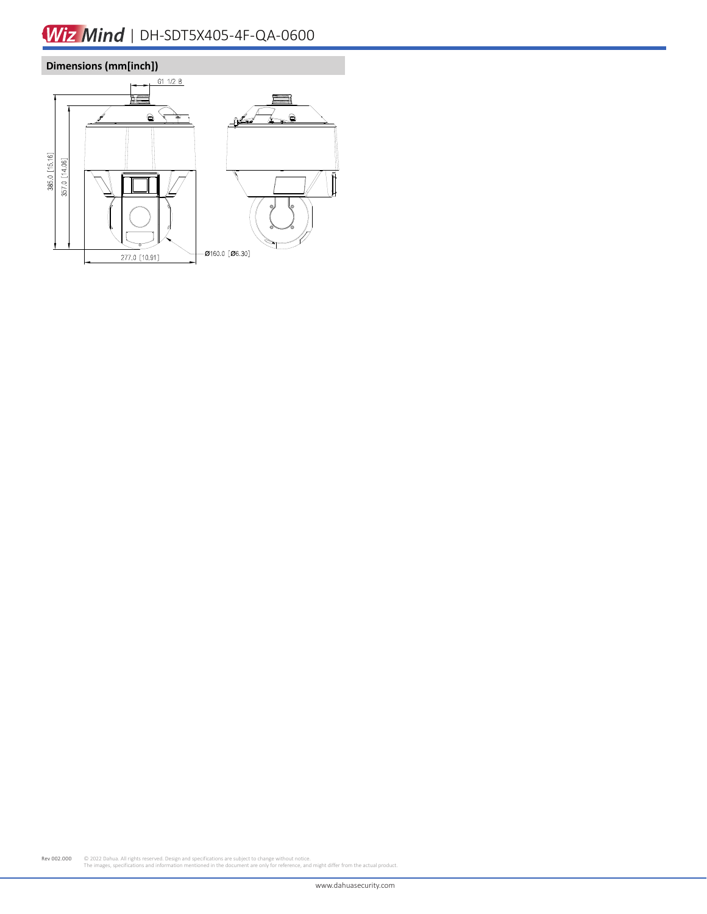## Dimensions (mm[inch])

G1 1/2 B

385.0 [15.16]

357.0 [14.06]

277.0 [10.91]

Ø160.0 [Ø6.30]

Rev 002.000 © 2022 Dahua. All rights reserved. Design and specifications are subject to change without notice.
The images, specifications and information mentioned in the document are only for reference, and might differ from the actual product.

www.dahuasecurity.com